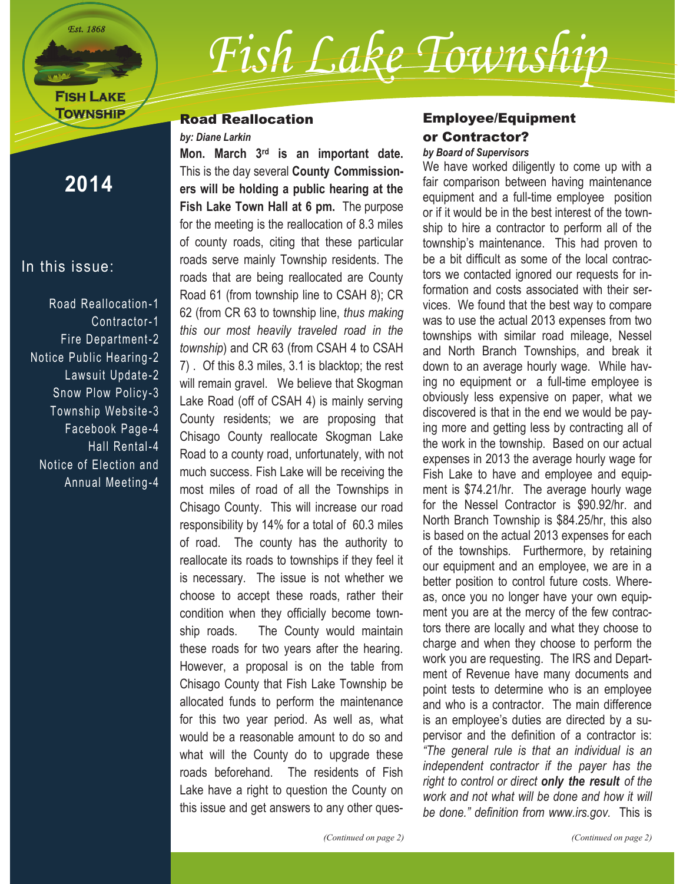# Fish Lake Township

Est. 1868

FISH LAKE TOWNSHIP

**2014**

In this issue:

- Road Reallocation-1
- Contractor-1
- Fire Department-2
- Notice Public Hearing-2
- Lawsuit Update-2
- Snow Plow Policy-3
- Township Website-3
- Facebook Page-4
- Hall Rental-4
- Notice of Election and Annual Meeting-4

## Road Reallocation

***by: Diane Larkin***

**Mon. March 3rd is an important date.** This is the day several **County Commissioners will be holding a public hearing at the Fish Lake Town Hall at 6 pm.** The purpose for the meeting is the reallocation of 8.3 miles of county roads, citing that these particular roads serve mainly Township residents. The roads that are being reallocated are County Road 61 (from township line to CSAH 8); CR 62 (from CR 63 to township line, *thus making this our most heavily traveled road in the township*) and CR 63 (from CSAH 4 to CSAH 7) . Of this 8.3 miles, 3.1 is blacktop; the rest will remain gravel. We believe that Skogman Lake Road (off of CSAH 4) is mainly serving County residents; we are proposing that Chisago County reallocate Skogman Lake Road to a county road, unfortunately, with not much success. Fish Lake will be receiving the most miles of road of all the Townships in Chisago County. This will increase our road responsibility by 14% for a total of 60.3 miles of road. The county has the authority to reallocate its roads to townships if they feel it is necessary. The issue is not whether we choose to accept these roads, rather their condition when they officially become township roads. The County would maintain these roads for two years after the hearing. However, a proposal is on the table from Chisago County that Fish Lake Township be allocated funds to perform the maintenance for this two year period. As well as, what would be a reasonable amount to do so and what will the County do to upgrade these roads beforehand. The residents of Fish Lake have a right to question the County on this issue and get answers to any other ques-

*(Continued on page 2)*

## Employee/Equipment or Contractor?

***by Board of Supervisors***

We have worked diligently to come up with a fair comparison between having maintenance equipment and a full-time employee position or if it would be in the best interest of the township to hire a contractor to perform all of the township's maintenance. This had proven to be a bit difficult as some of the local contractors we contacted ignored our requests for information and costs associated with their services. We found that the best way to compare was to use the actual 2013 expenses from two townships with similar road mileage, Nessel and North Branch Townships, and break it down to an average hourly wage. While having no equipment or a full-time employee is obviously less expensive on paper, what we discovered is that in the end we would be paying more and getting less by contracting all of the work in the township. Based on our actual expenses in 2013 the average hourly wage for Fish Lake to have and employee and equipment is $74.21/hr. The average hourly wage for the Nessel Contractor is $90.92/hr. and North Branch Township is $84.25/hr, this also is based on the actual 2013 expenses for each of the townships. Furthermore, by retaining our equipment and an employee, we are in a better position to control future costs. Whereas, once you no longer have your own equipment you are at the mercy of the few contractors there are locally and what they choose to charge and when they choose to perform the work you are requesting. The IRS and Department of Revenue have many documents and point tests to determine who is an employee and who is a contractor. The main difference is an employee's duties are directed by a supervisor and the definition of a contractor is: *"The general rule is that an individual is an independent contractor if the payer has the right to control or direct **only the result** of the work and not what will be done and how it will be done." definition from www.irs.gov.* This is

*(Continued on page 2)*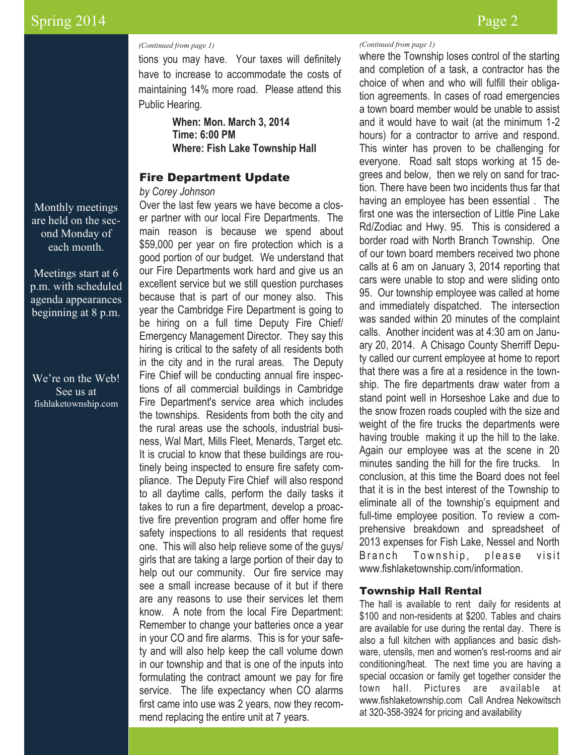Monthly meetings are held on the second Monday of each month.

Meetings start at 6 p.m. with scheduled agenda appearances beginning at 8 p.m.

We're on the Web! See us at fishlaketownship.com

*(Continued from page 1)*

tions you may have. Your taxes will definitely have to increase to accommodate the costs of maintaining 14% more road. Please attend this Public Hearing.

**When: Mon. March 3, 2014**
**Time: 6:00 PM**
**Where: Fish Lake Township Hall**

## Fire Department Update

*by Corey Johnson*

Over the last few years we have become a closer partner with our local Fire Departments. The main reason is because we spend about $59,000 per year on fire protection which is a good portion of our budget. We understand that our Fire Departments work hard and give us an excellent service but we still question purchases because that is part of our money also. This year the Cambridge Fire Department is going to be hiring on a full time Deputy Fire Chief/ Emergency Management Director. They say this hiring is critical to the safety of all residents both in the city and in the rural areas. The Deputy Fire Chief will be conducting annual fire inspections of all commercial buildings in Cambridge Fire Department's service area which includes the townships. Residents from both the city and the rural areas use the schools, industrial business, Wal Mart, Mills Fleet, Menards, Target etc. It is crucial to know that these buildings are routinely being inspected to ensure fire safety compliance. The Deputy Fire Chief will also respond to all daytime calls, perform the daily tasks it takes to run a fire department, develop a proactive fire prevention program and offer home fire safety inspections to all residents that request one. This will also help relieve some of the guys/ girls that are taking a large portion of their day to help out our community. Our fire service may see a small increase because of it but if there are any reasons to use their services let them know. A note from the local Fire Department: Remember to change your batteries once a year in your CO and fire alarms. This is for your safety and will also help keep the call volume down in our township and that is one of the inputs into formulating the contract amount we pay for fire service. The life expectancy when CO alarms first came into use was 2 years, now they recommend replacing the entire unit at 7 years.

*(Continued from page 1)*

where the Township loses control of the starting and completion of a task, a contractor has the choice of when and who will fulfill their obligation agreements. In cases of road emergencies a town board member would be unable to assist and it would have to wait (at the minimum 1-2 hours) for a contractor to arrive and respond. This winter has proven to be challenging for everyone. Road salt stops working at 15 degrees and below, then we rely on sand for traction. There have been two incidents thus far that having an employee has been essential . The first one was the intersection of Little Pine Lake Rd/Zodiac and Hwy. 95. This is considered a border road with North Branch Township. One of our town board members received two phone calls at 6 am on January 3, 2014 reporting that cars were unable to stop and were sliding onto 95. Our township employee was called at home and immediately dispatched. The intersection was sanded within 20 minutes of the complaint calls. Another incident was at 4:30 am on January 20, 2014. A Chisago County Sherriff Deputy called our current employee at home to report that there was a fire at a residence in the township. The fire departments draw water from a stand point well in Horseshoe Lake and due to the snow frozen roads coupled with the size and weight of the fire trucks the departments were having trouble making it up the hill to the lake. Again our employee was at the scene in 20 minutes sanding the hill for the fire trucks. In conclusion, at this time the Board does not feel that it is in the best interest of the Township to eliminate all of the township's equipment and full-time employee position. To review a comprehensive breakdown and spreadsheet of 2013 expenses for Fish Lake, Nessel and North Branch Township, please visit www.fishlaketownship.com/information.

## Township Hall Rental

The hall is available to rent daily for residents at $100 and non-residents at $200. Tables and chairs are available for use during the rental day. There is also a full kitchen with appliances and basic dishware, utensils, men and women's rest-rooms and air conditioning/heat. The next time you are having a special occasion or family get together consider the town hall. Pictures are available at www.fishlaketownship.com Call Andrea Nekowitsch at 320-358-3924 for pricing and availability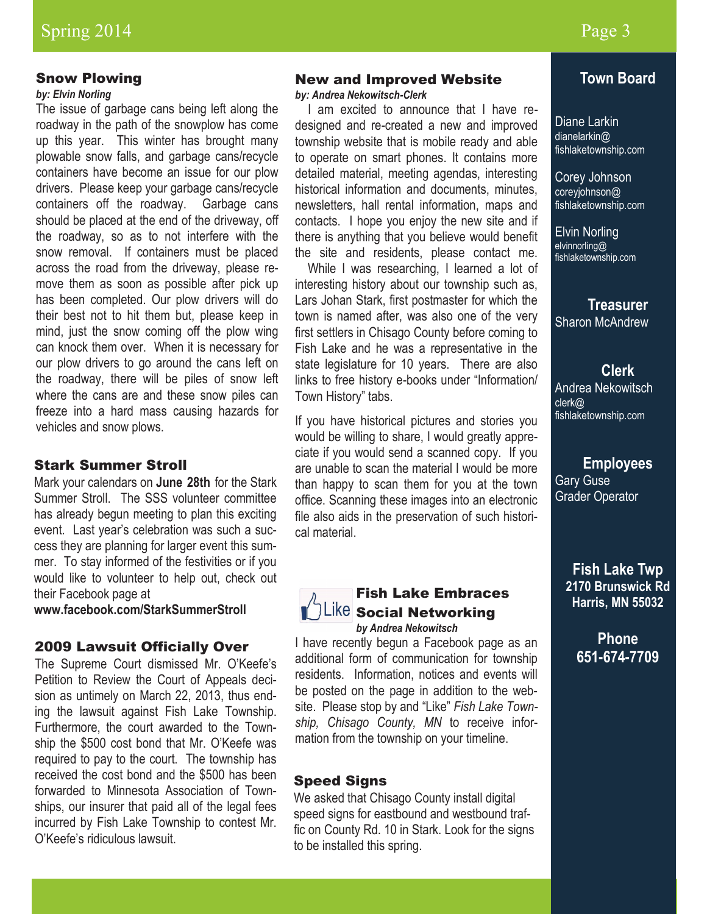## Snow Plowing

*by: Elvin Norling*

The issue of garbage cans being left along the roadway in the path of the snowplow has come up this year. This winter has brought many plowable snow falls, and garbage cans/recycle containers have become an issue for our plow drivers. Please keep your garbage cans/recycle containers off the roadway. Garbage cans should be placed at the end of the driveway, off the roadway, so as to not interfere with the snow removal. If containers must be placed across the road from the driveway, please remove them as soon as possible after pick up has been completed. Our plow drivers will do their best not to hit them but, please keep in mind, just the snow coming off the plow wing can knock them over. When it is necessary for our plow drivers to go around the cans left on the roadway, there will be piles of snow left where the cans are and these snow piles can freeze into a hard mass causing hazards for vehicles and snow plows.

## Stark Summer Stroll

Mark your calendars on **June 28th** for the Stark Summer Stroll. The SSS volunteer committee has already begun meeting to plan this exciting event. Last year's celebration was such a success they are planning for larger event this summer. To stay informed of the festivities or if you would like to volunteer to help out, check out their Facebook page at **www.facebook.com/StarkSummerStroll**

## 2009 Lawsuit Officially Over

The Supreme Court dismissed Mr. O'Keefe's Petition to Review the Court of Appeals decision as untimely on March 22, 2013, thus ending the lawsuit against Fish Lake Township. Furthermore, the court awarded to the Township the $500 cost bond that Mr. O'Keefe was required to pay to the court. The township has received the cost bond and the $500 has been forwarded to Minnesota Association of Townships, our insurer that paid all of the legal fees incurred by Fish Lake Township to contest Mr. O'Keefe's ridiculous lawsuit.

## New and Improved Website

*by: Andrea Nekowitsch-Clerk*

I am excited to announce that I have redesigned and re-created a new and improved township website that is mobile ready and able to operate on smart phones. It contains more detailed material, meeting agendas, interesting historical information and documents, minutes, newsletters, hall rental information, maps and contacts. I hope you enjoy the new site and if there is anything that you believe would benefit the site and residents, please contact me.

While I was researching, I learned a lot of interesting history about our township such as, Lars Johan Stark, first postmaster for which the town is named after, was also one of the very first settlers in Chisago County before coming to Fish Lake and he was a representative in the state legislature for 10 years. There are also links to free history e-books under "Information/ Town History" tabs.

If you have historical pictures and stories you would be willing to share, I would greatly appreciate if you would send a scanned copy. If you are unable to scan the material I would be more than happy to scan them for you at the town office. Scanning these images into an electronic file also aids in the preservation of such historical material.

## Fish Lake Embraces Social Networking

*by Andrea Nekowitsch*

I have recently begun a Facebook page as an additional form of communication for township residents. Information, notices and events will be posted on the page in addition to the website. Please stop by and "Like" *Fish Lake Township, Chisago County, MN* to receive information from the township on your timeline.

## Speed Signs

We asked that Chisago County install digital speed signs for eastbound and westbound traffic on County Rd. 10 in Stark. Look for the signs to be installed this spring.

## Town Board

Diane Larkin
dianelarkin@fishlaketownship.com

Corey Johnson
coreyjohnson@fishlaketownship.com

Elvin Norling
elvinnorling@fishlaketownship.com

**Treasurer**
Sharon McAndrew

**Clerk**
Andrea Nekowitsch
clerk@fishlaketownship.com

**Employees**
Gary Guse
Grader Operator

**Fish Lake Twp**
**2170 Brunswick Rd**
**Harris, MN 55032**

**Phone**
**651-674-7709**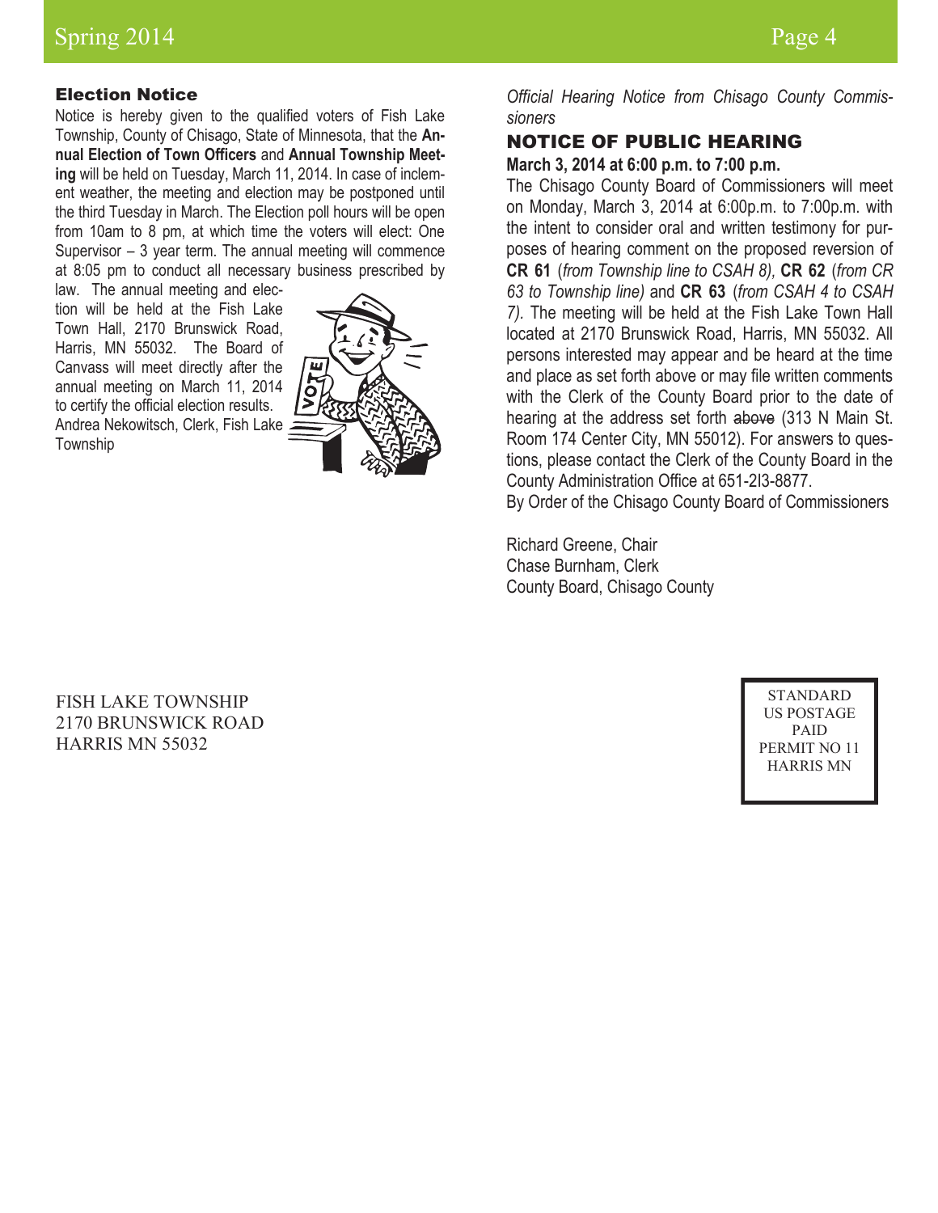## Election Notice

Notice is hereby given to the qualified voters of Fish Lake Township, County of Chisago, State of Minnesota, that the **Annual Election of Town Officers** and **Annual Township Meeting** will be held on Tuesday, March 11, 2014. In case of inclement weather, the meeting and election may be postponed until the third Tuesday in March. The Election poll hours will be open from 10am to 8 pm, at which time the voters will elect: One Supervisor – 3 year term. The annual meeting will commence at 8:05 pm to conduct all necessary business prescribed by law. The annual meeting and election will be held at the Fish Lake Town Hall, 2170 Brunswick Road, Harris, MN 55032. The Board of Canvass will meet directly after the annual meeting on March 11, 2014 to certify the official election results.

Andrea Nekowitsch, Clerk, Fish Lake Township

*Official Hearing Notice from Chisago County Commissioners*

## NOTICE OF PUBLIC HEARING

**March 3, 2014 at 6:00 p.m. to 7:00 p.m.**

The Chisago County Board of Commissioners will meet on Monday, March 3, 2014 at 6:00p.m. to 7:00p.m. with the intent to consider oral and written testimony for purposes of hearing comment on the proposed reversion of **CR 61** (*from Township line to CSAH 8),* **CR 62** (*from CR 63 to Township line)* and **CR 63** (*from CSAH 4 to CSAH 7).* The meeting will be held at the Fish Lake Town Hall located at 2170 Brunswick Road, Harris, MN 55032. All persons interested may appear and be heard at the time and place as set forth above or may file written comments with the Clerk of the County Board prior to the date of hearing at the address set forth ~~above~~ (313 N Main St. Room 174 Center City, MN 55012). For answers to questions, please contact the Clerk of the County Board in the County Administration Office at 651-213-8877.

By Order of the Chisago County Board of Commissioners

Richard Greene, Chair
Chase Burnham, Clerk
County Board, Chisago County

FISH LAKE TOWNSHIP
2170 BRUNSWICK ROAD
HARRIS MN 55032

STANDARD
US POSTAGE
PAID
PERMIT NO 11
HARRIS MN